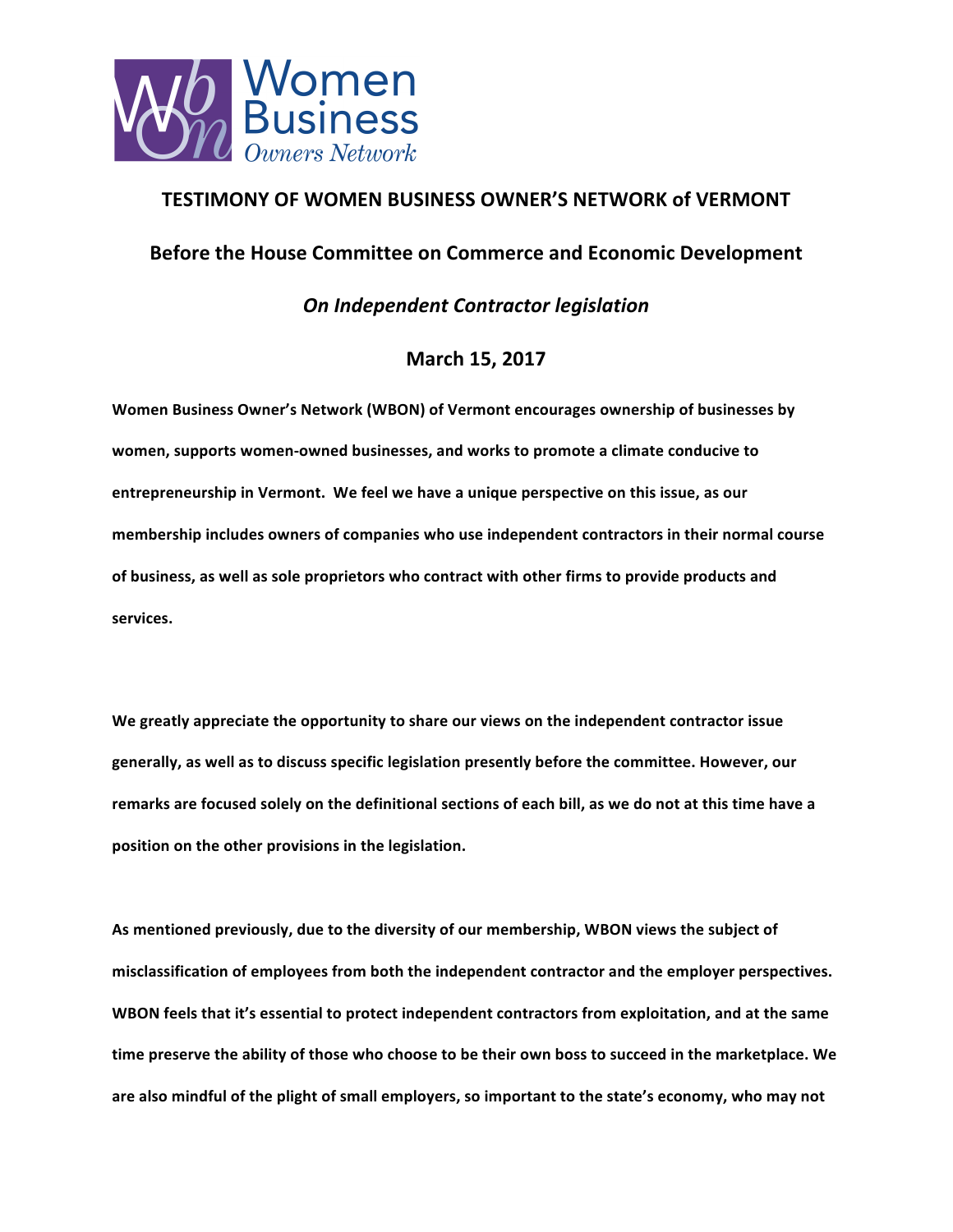# TESTIMONY OF WOMEN BUSINESS OWNER'S NETWORK of VERMONT

## Before the House Committee on Commerce and Economic Development

### *On Independent Contractor legislation*

### March 15, 2017

**Women Business Owner's Network (WBON) of Vermont encourages ownership of businesses by women, supports women-owned businesses, and works to promote a climate conducive to entrepreneurship in Vermont. We feel we have a unique perspective on this issue, as our membership includes owners of companies who use independent contractors in their normal course of business, as well as sole proprietors who contract with other firms to provide products and services.**

**We greatly appreciate the opportunity to share our views on the independent contractor issue generally, as well as to discuss specific legislation presently before the committee. However, our remarks are focused solely on the definitional sections of each bill, as we do not at this time have a position on the other provisions in the legislation.**

**As mentioned previously, due to the diversity of our membership, WBON views the subject of misclassification of employees from both the independent contractor and the employer perspectives. WBON feels that it's essential to protect independent contractors from exploitation, and at the same time preserve the ability of those who choose to be their own boss to succeed in the marketplace. We are also mindful of the plight of small employers, so important to the state's economy, who may not**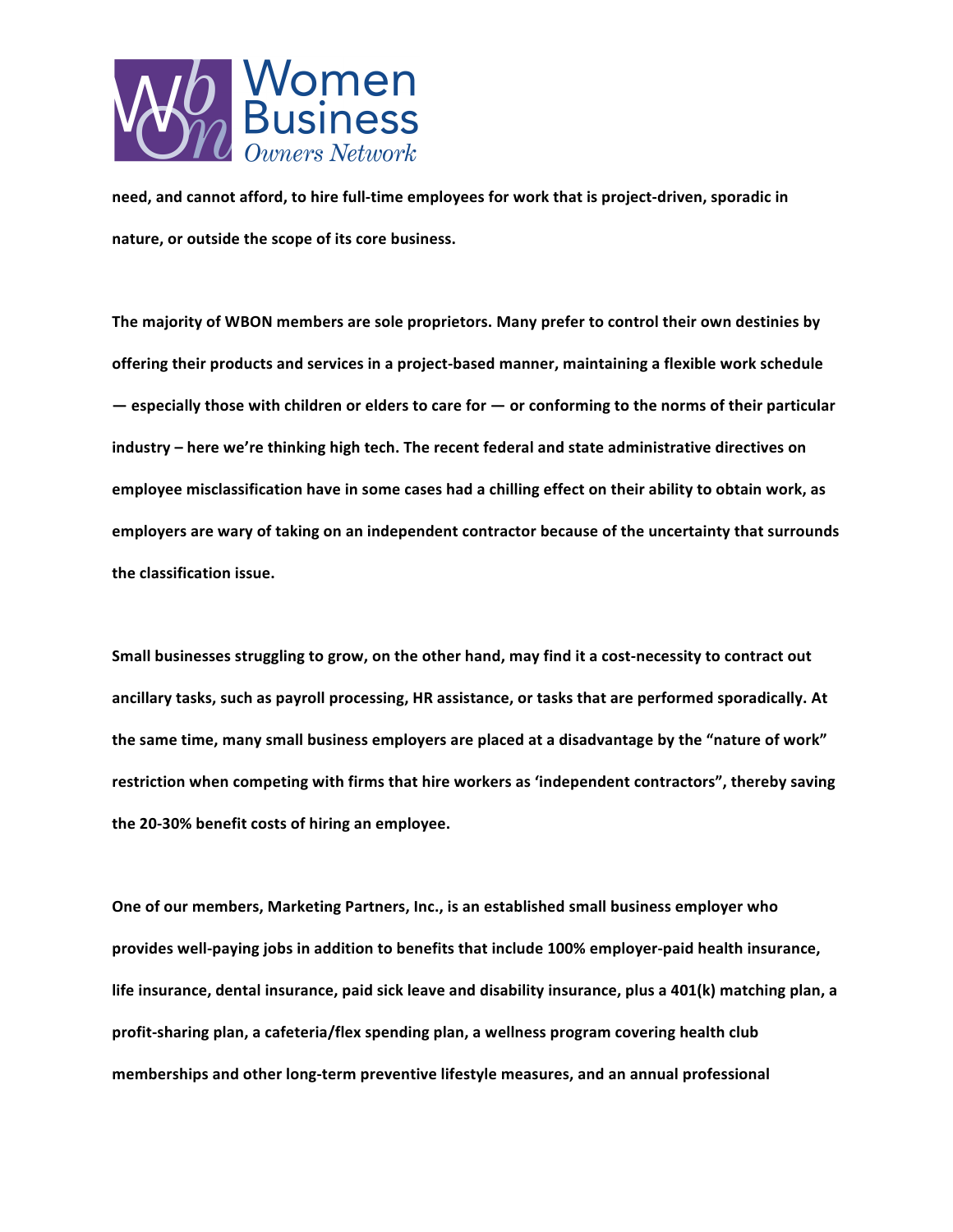**need, and cannot afford, to hire full-time employees for work that is project-driven, sporadic in nature, or outside the scope of its core business.**

**The majority of WBON members are sole proprietors. Many prefer to control their own destinies by offering their products and services in a project-based manner, maintaining a flexible work schedule — especially those with children or elders to care for — or conforming to the norms of their particular industry – here we're thinking high tech. The recent federal and state administrative directives on employee misclassification have in some cases had a chilling effect on their ability to obtain work, as employers are wary of taking on an independent contractor because of the uncertainty that surrounds the classification issue.**

**Small businesses struggling to grow, on the other hand, may find it a cost-necessity to contract out ancillary tasks, such as payroll processing, HR assistance, or tasks that are performed sporadically. At the same time, many small business employers are placed at a disadvantage by the "nature of work" restriction when competing with firms that hire workers as 'independent contractors", thereby saving the 20-30% benefit costs of hiring an employee.**

**One of our members, Marketing Partners, Inc., is an established small business employer who provides well-paying jobs in addition to benefits that include 100% employer-paid health insurance, life insurance, dental insurance, paid sick leave and disability insurance, plus a 401(k) matching plan, a profit-sharing plan, a cafeteria/flex spending plan, a wellness program covering health club memberships and other long-term preventive lifestyle measures, and an annual professional**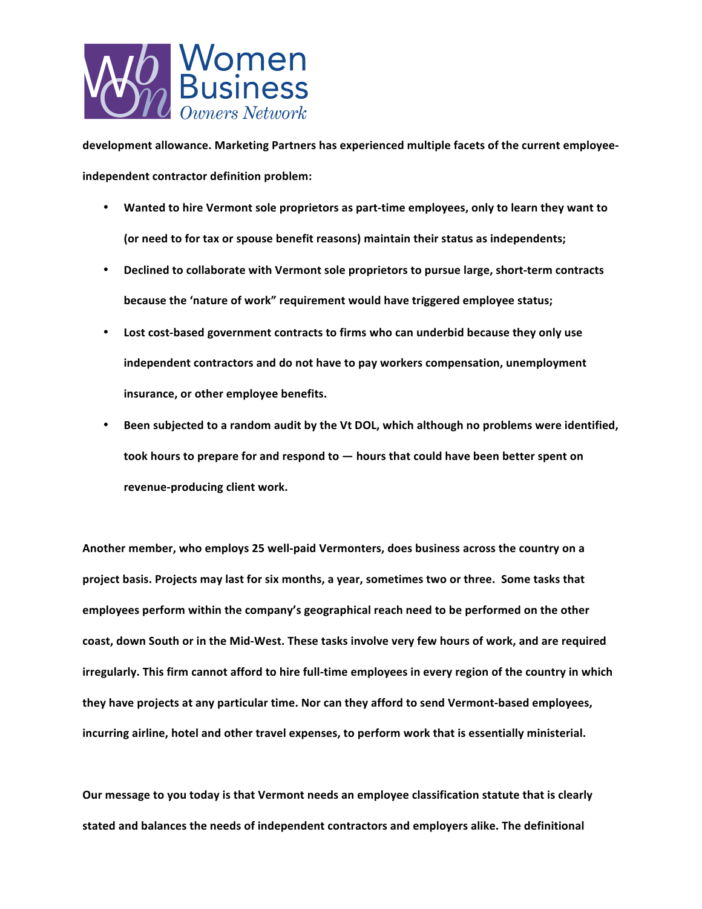**development allowance. Marketing Partners has experienced multiple facets of the current employee-independent contractor definition problem:**

- **Wanted to hire Vermont sole proprietors as part-time employees, only to learn they want to (or need to for tax or spouse benefit reasons) maintain their status as independents;**
- **Declined to collaborate with Vermont sole proprietors to pursue large, short-term contracts because the 'nature of work" requirement would have triggered employee status;**
- **Lost cost-based government contracts to firms who can underbid because they only use independent contractors and do not have to pay workers compensation, unemployment insurance, or other employee benefits.**
- **Been subjected to a random audit by the Vt DOL, which although no problems were identified, took hours to prepare for and respond to — hours that could have been better spent on revenue-producing client work.**

**Another member, who employs 25 well-paid Vermonters, does business across the country on a project basis. Projects may last for six months, a year, sometimes two or three. Some tasks that employees perform within the company's geographical reach need to be performed on the other coast, down South or in the Mid-West. These tasks involve very few hours of work, and are required irregularly. This firm cannot afford to hire full-time employees in every region of the country in which they have projects at any particular time. Nor can they afford to send Vermont-based employees, incurring airline, hotel and other travel expenses, to perform work that is essentially ministerial.**

**Our message to you today is that Vermont needs an employee classification statute that is clearly stated and balances the needs of independent contractors and employers alike. The definitional**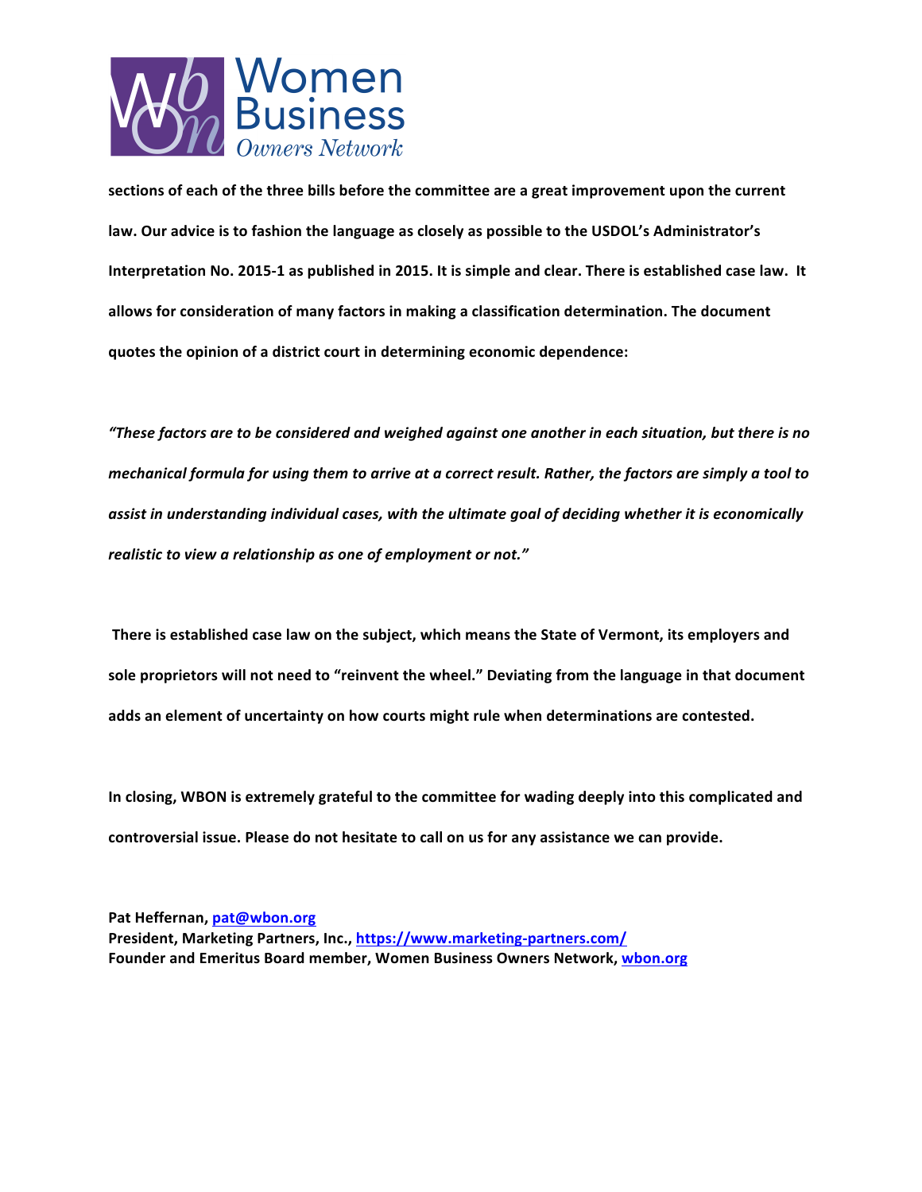**sections of each of the three bills before the committee are a great improvement upon the current law. Our advice is to fashion the language as closely as possible to the USDOL's Administrator's Interpretation No. 2015-1 as published in 2015. It is simple and clear. There is established case law. It allows for consideration of many factors in making a classification determination. The document quotes the opinion of a district court in determining economic dependence:**

***"These factors are to be considered and weighed against one another in each situation, but there is no mechanical formula for using them to arrive at a correct result. Rather, the factors are simply a tool to assist in understanding individual cases, with the ultimate goal of deciding whether it is economically realistic to view a relationship as one of employment or not."***

**There is established case law on the subject, which means the State of Vermont, its employers and sole proprietors will not need to "reinvent the wheel." Deviating from the language in that document adds an element of uncertainty on how courts might rule when determinations are contested.**

**In closing, WBON is extremely grateful to the committee for wading deeply into this complicated and controversial issue. Please do not hesitate to call on us for any assistance we can provide.**

**Pat Heffernan, pat@wbon.org**
**President, Marketing Partners, Inc., https://www.marketing-partners.com/**
**Founder and Emeritus Board member, Women Business Owners Network, wbon.org**